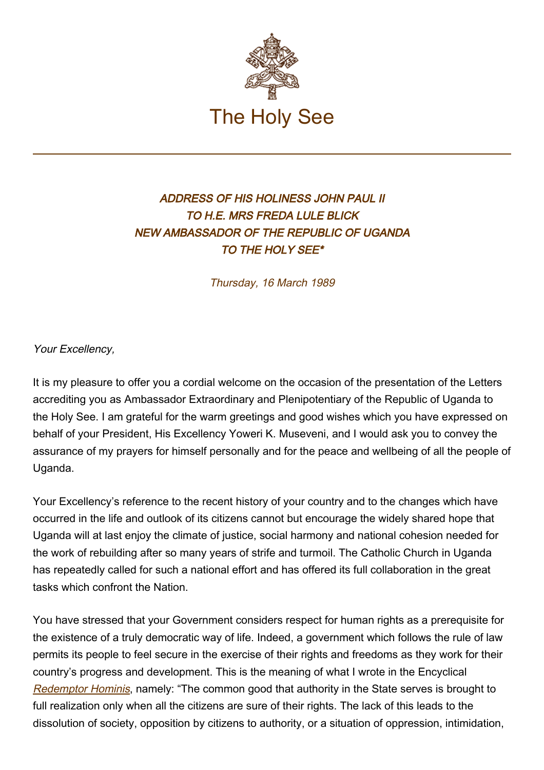# The Holy See

## *ADDRESS OF HIS HOLINESS JOHN PAUL II TO H.E. MRS FREDA LULE BLICK NEW AMBASSADOR OF THE REPUBLIC OF UGANDA TO THE HOLY SEE**

*Thursday, 16 March 1989*

*Your Excellency,*

It is my pleasure to offer you a cordial welcome on the occasion of the presentation of the Letters accrediting you as Ambassador Extraordinary and Plenipotentiary of the Republic of Uganda to the Holy See. I am grateful for the warm greetings and good wishes which you have expressed on behalf of your President, His Excellency Yoweri K. Museveni, and I would ask you to convey the assurance of my prayers for himself personally and for the peace and wellbeing of all the people of Uganda.

Your Excellency's reference to the recent history of your country and to the changes which have occurred in the life and outlook of its citizens cannot but encourage the widely shared hope that Uganda will at last enjoy the climate of justice, social harmony and national cohesion needed for the work of rebuilding after so many years of strife and turmoil. The Catholic Church in Uganda has repeatedly called for such a national effort and has offered its full collaboration in the great tasks which confront the Nation.

You have stressed that your Government considers respect for human rights as a prerequisite for the existence of a truly democratic way of life. Indeed, a government which follows the rule of law permits its people to feel secure in the exercise of their rights and freedoms as they work for their country's progress and development. This is the meaning of what I wrote in the Encyclical *Redemptor Hominis*, namely: "The common good that authority in the State serves is brought to full realization only when all the citizens are sure of their rights. The lack of this leads to the dissolution of society, opposition by citizens to authority, or a situation of oppression, intimidation,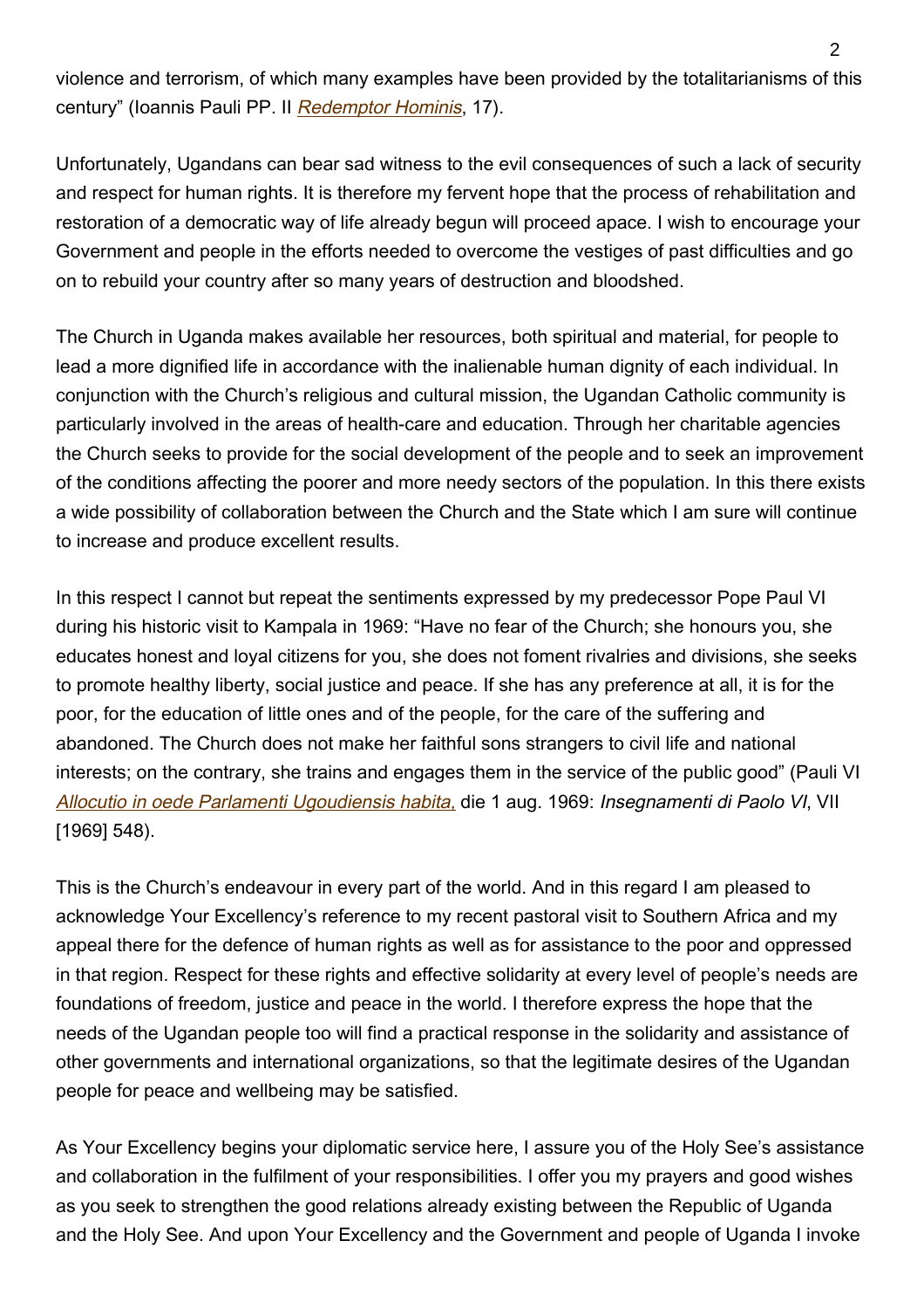violence and terrorism, of which many examples have been provided by the totalitarianisms of this century" (Ioannis Pauli PP. II *Redemptor Hominis*, 17).

Unfortunately, Ugandans can bear sad witness to the evil consequences of such a lack of security and respect for human rights. It is therefore my fervent hope that the process of rehabilitation and restoration of a democratic way of life already begun will proceed apace. I wish to encourage your Government and people in the efforts needed to overcome the vestiges of past difficulties and go on to rebuild your country after so many years of destruction and bloodshed.

The Church in Uganda makes available her resources, both spiritual and material, for people to lead a more dignified life in accordance with the inalienable human dignity of each individual. In conjunction with the Church's religious and cultural mission, the Ugandan Catholic community is particularly involved in the areas of health-care and education. Through her charitable agencies the Church seeks to provide for the social development of the people and to seek an improvement of the conditions affecting the poorer and more needy sectors of the population. In this there exists a wide possibility of collaboration between the Church and the State which I am sure will continue to increase and produce excellent results.

In this respect I cannot but repeat the sentiments expressed by my predecessor Pope Paul VI during his historic visit to Kampala in 1969: "Have no fear of the Church; she honours you, she educates honest and loyal citizens for you, she does not foment rivalries and divisions, she seeks to promote healthy liberty, social justice and peace. If she has any preference at all, it is for the poor, for the education of little ones and of the people, for the care of the suffering and abandoned. The Church does not make her faithful sons strangers to civil life and national interests; on the contrary, she trains and engages them in the service of the public good" (Pauli VI *Allocutio in oede Parlamenti Ugoudiensis habita,* die 1 aug. 1969: *Insegnamenti di Paolo VI*, VII [1969] 548).

This is the Church's endeavour in every part of the world. And in this regard I am pleased to acknowledge Your Excellency's reference to my recent pastoral visit to Southern Africa and my appeal there for the defence of human rights as well as for assistance to the poor and oppressed in that region. Respect for these rights and effective solidarity at every level of people's needs are foundations of freedom, justice and peace in the world. I therefore express the hope that the needs of the Ugandan people too will find a practical response in the solidarity and assistance of other governments and international organizations, so that the legitimate desires of the Ugandan people for peace and wellbeing may be satisfied.

As Your Excellency begins your diplomatic service here, I assure you of the Holy See's assistance and collaboration in the fulfilment of your responsibilities. I offer you my prayers and good wishes as you seek to strengthen the good relations already existing between the Republic of Uganda and the Holy See. And upon Your Excellency and the Government and people of Uganda I invoke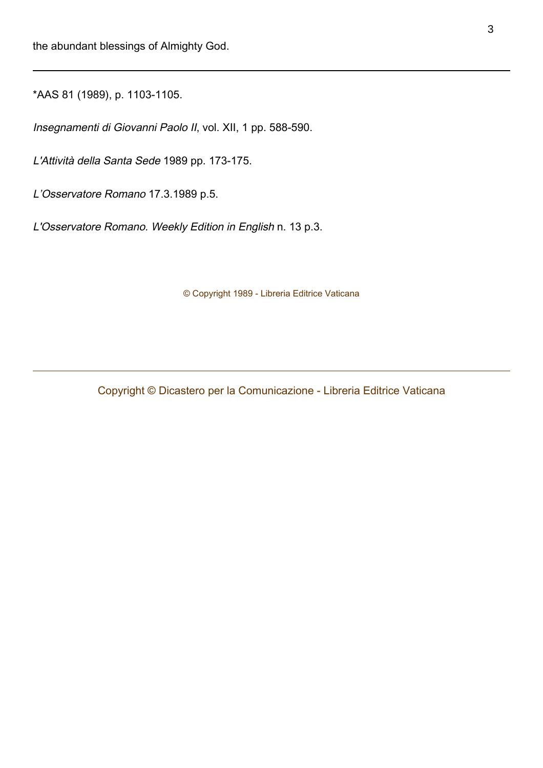the abundant blessings of Almighty God.

---

*AAS 81 (1989), p. 1103-1105.

*Insegnamenti di Giovanni Paolo II*, vol. XII, 1 pp. 588-590.

*L'Attività della Santa Sede* 1989 pp. 173-175.

*L'Osservatore Romano* 17.3.1989 p.5.

*L'Osservatore Romano. Weekly Edition in English* n. 13 p.3.

© Copyright 1989 - Libreria Editrice Vaticana

---

Copyright © Dicastero per la Comunicazione - Libreria Editrice Vaticana